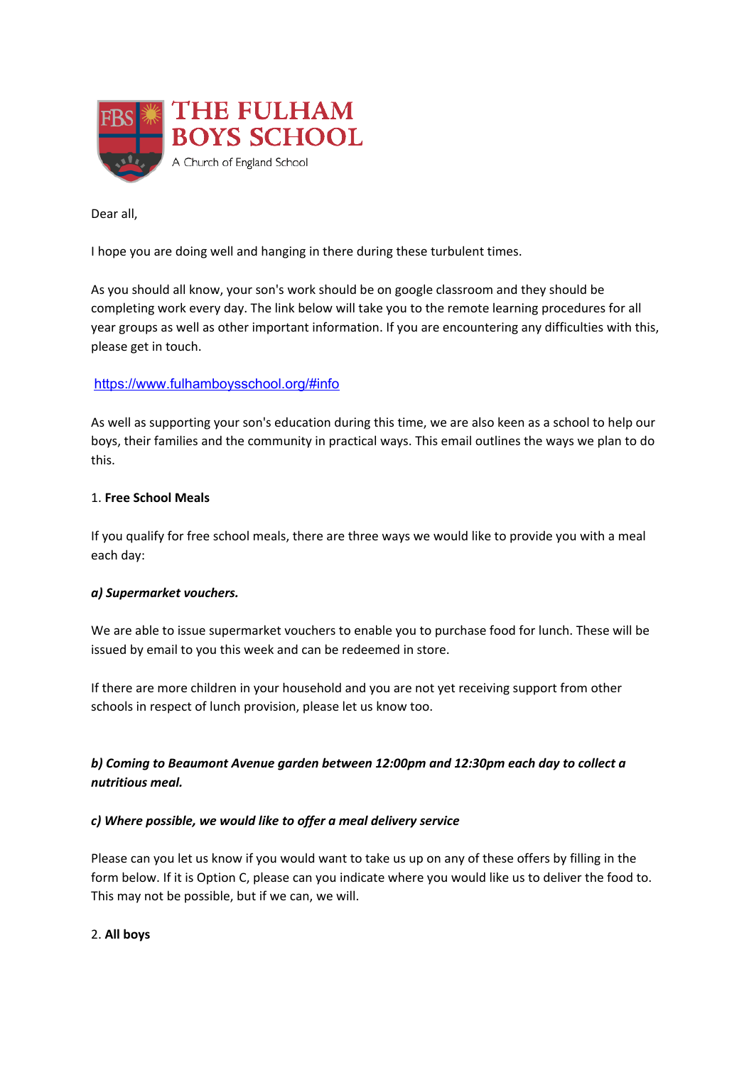# THE FULHAM BOYS SCHOOL

A Church of England School

Dear all,

I hope you are doing well and hanging in there during these turbulent times.

As you should all know, your son's work should be on google classroom and they should be completing work every day. The link below will take you to the remote learning procedures for all year groups as well as other important information. If you are encountering any difficulties with this, please get in touch.

https://www.fulhamboysschool.org/#info

As well as supporting your son's education during this time, we are also keen as a school to help our boys, their families and the community in practical ways. This email outlines the ways we plan to do this.

1. **Free School Meals**

If you qualify for free school meals, there are three ways we would like to provide you with a meal each day:

***a) Supermarket vouchers.***

We are able to issue supermarket vouchers to enable you to purchase food for lunch. These will be issued by email to you this week and can be redeemed in store.

If there are more children in your household and you are not yet receiving support from other schools in respect of lunch provision, please let us know too.

***b) Coming to Beaumont Avenue garden between 12:00pm and 12:30pm each day to collect a nutritious meal.***

***c) Where possible, we would like to offer a meal delivery service***

Please can you let us know if you would want to take us up on any of these offers by filling in the form below. If it is Option C, please can you indicate where you would like us to deliver the food to. This may not be possible, but if we can, we will.

2. **All boys**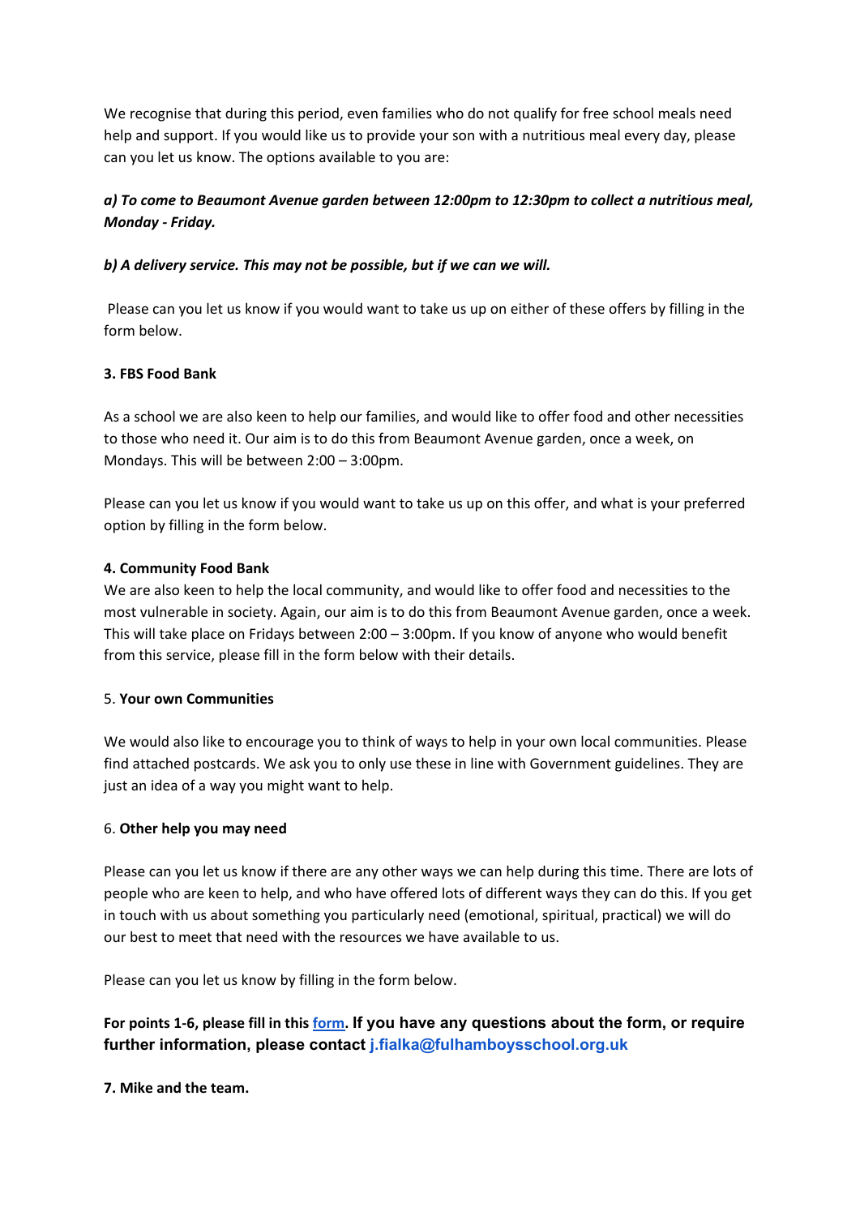We recognise that during this period, even families who do not qualify for free school meals need help and support. If you would like us to provide your son with a nutritious meal every day, please can you let us know. The options available to you are:

***a) To come to Beaumont Avenue garden between 12:00pm to 12:30pm to collect a nutritious meal, Monday - Friday.***

***b) A delivery service. This may not be possible, but if we can we will.***

Please can you let us know if you would want to take us up on either of these offers by filling in the form below.

**3. FBS Food Bank**

As a school we are also keen to help our families, and would like to offer food and other necessities to those who need it. Our aim is to do this from Beaumont Avenue garden, once a week, on Mondays. This will be between 2:00 – 3:00pm.

Please can you let us know if you would want to take us up on this offer, and what is your preferred option by filling in the form below.

**4. Community Food Bank**

We are also keen to help the local community, and would like to offer food and necessities to the most vulnerable in society. Again, our aim is to do this from Beaumont Avenue garden, once a week. This will take place on Fridays between 2:00 – 3:00pm. If you know of anyone who would benefit from this service, please fill in the form below with their details.

5. **Your own Communities**

We would also like to encourage you to think of ways to help in your own local communities. Please find attached postcards. We ask you to only use these in line with Government guidelines. They are just an idea of a way you might want to help.

6. **Other help you may need**

Please can you let us know if there are any other ways we can help during this time. There are lots of people who are keen to help, and who have offered lots of different ways they can do this. If you get in touch with us about something you particularly need (emotional, spiritual, practical) we will do our best to meet that need with the resources we have available to us.

Please can you let us know by filling in the form below.

**For points 1-6, please fill in this form. If you have any questions about the form, or require further information, please contact j.fialka@fulhamboysschool.org.uk**

**7. Mike and the team.**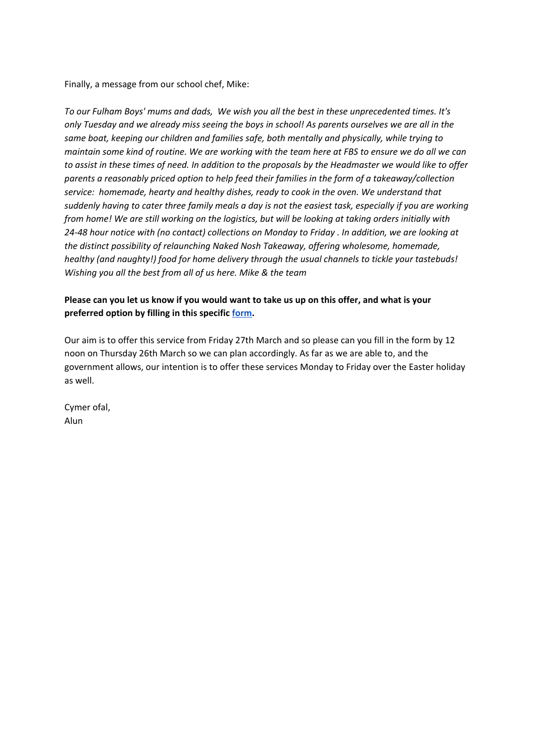Finally, a message from our school chef, Mike:

*To our Fulham Boys' mums and dads, We wish you all the best in these unprecedented times. It's only Tuesday and we already miss seeing the boys in school! As parents ourselves we are all in the same boat, keeping our children and families safe, both mentally and physically, while trying to maintain some kind of routine. We are working with the team here at FBS to ensure we do all we can to assist in these times of need. In addition to the proposals by the Headmaster we would like to offer parents a reasonably priced option to help feed their families in the form of a takeaway/collection service: homemade, hearty and healthy dishes, ready to cook in the oven. We understand that suddenly having to cater three family meals a day is not the easiest task, especially if you are working from home! We are still working on the logistics, but will be looking at taking orders initially with 24-48 hour notice with (no contact) collections on Monday to Friday . In addition, we are looking at the distinct possibility of relaunching Naked Nosh Takeaway, offering wholesome, homemade, healthy (and naughty!) food for home delivery through the usual channels to tickle your tastebuds! Wishing you all the best from all of us here. Mike & the team*

**Please can you let us know if you would want to take us up on this offer, and what is your preferred option by filling in this specific form.**

Our aim is to offer this service from Friday 27th March and so please can you fill in the form by 12 noon on Thursday 26th March so we can plan accordingly. As far as we are able to, and the government allows, our intention is to offer these services Monday to Friday over the Easter holiday as well.

Cymer ofal,
Alun